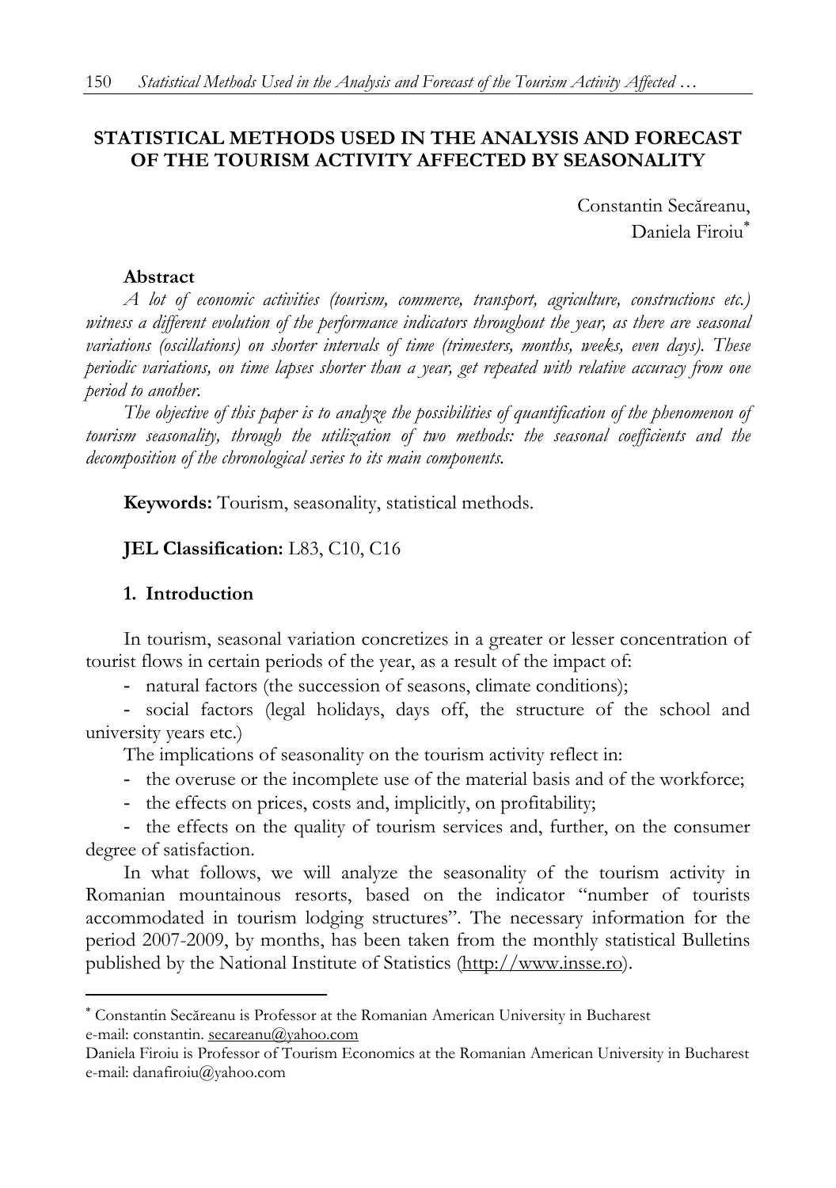# STATISTICAL METHODS USED IN THE ANALYSIS AND FORECAST OF THE TOURISM ACTIVITY AFFECTED BY SEASONALITY

Constantin Secăreanu,
Daniela Firoiu[*]

### Abstract

*A lot of economic activities (tourism, commerce, transport, agriculture, constructions etc.) witness a different evolution of the performance indicators throughout the year, as there are seasonal variations (oscillations) on shorter intervals of time (trimesters, months, weeks, even days). These periodic variations, on time lapses shorter than a year, get repeated with relative accuracy from one period to another.*

*The objective of this paper is to analyze the possibilities of quantification of the phenomenon of tourism seasonality, through the utilization of two methods: the seasonal coefficients and the decomposition of the chronological series to its main components.*

**Keywords:** Tourism, seasonality, statistical methods.

**JEL Classification:** L83, C10, C16

## 1. Introduction

In tourism, seasonal variation concretizes in a greater or lesser concentration of tourist flows in certain periods of the year, as a result of the impact of:

- natural factors (the succession of seasons, climate conditions);
- social factors (legal holidays, days off, the structure of the school and university years etc.)

The implications of seasonality on the tourism activity reflect in:

- the overuse or the incomplete use of the material basis and of the workforce;
- the effects on prices, costs and, implicitly, on profitability;
- the effects on the quality of tourism services and, further, on the consumer degree of satisfaction.

In what follows, we will analyze the seasonality of the tourism activity in Romanian mountainous resorts, based on the indicator "number of tourists accommodated in tourism lodging structures". The necessary information for the period 2007-2009, by months, has been taken from the monthly statistical Bulletins published by the National Institute of Statistics (http://www.insse.ro).

---

[*] Constantin Secăreanu is Professor at the Romanian American University in Bucharest
e-mail: constantin. secareanu@yahoo.com
Daniela Firoiu is Professor of Tourism Economics at the Romanian American University in Bucharest
e-mail: danafiroiu@yahoo.com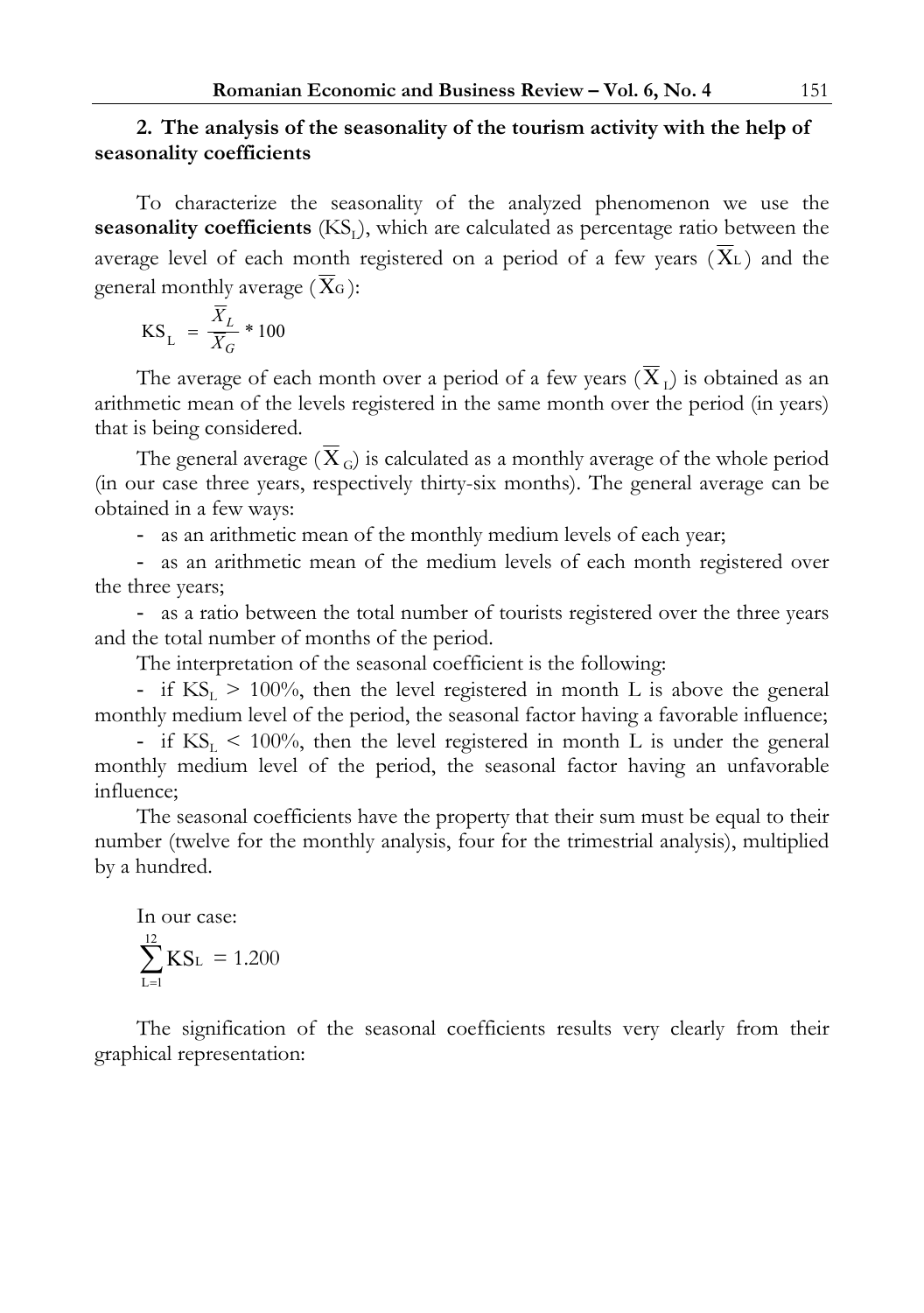## 2. The analysis of the seasonality of the tourism activity with the help of seasonality coefficients

To characterize the seasonality of the analyzed phenomenon we use the **seasonality coefficients** ($KS_L$), which are calculated as percentage ratio between the average level of each month registered on a period of a few years ($\overline{X}_L$) and the general monthly average ($\overline{X}_G$):

$$KS_L = \frac{\overline{X}_L}{\overline{X}_G} * 100$$

The average of each month over a period of a few years ($\overline{X}_L$) is obtained as an arithmetic mean of the levels registered in the same month over the period (in years) that is being considered.

The general average ($\overline{X}_G$) is calculated as a monthly average of the whole period (in our case three years, respectively thirty-six months). The general average can be obtained in a few ways:

- as an arithmetic mean of the monthly medium levels of each year;
- as an arithmetic mean of the medium levels of each month registered over the three years;
- as a ratio between the total number of tourists registered over the three years and the total number of months of the period.

The interpretation of the seasonal coefficient is the following:

- if $KS_L > 100\%$, then the level registered in month L is above the general monthly medium level of the period, the seasonal factor having a favorable influence;
- if $KS_L < 100\%$, then the level registered in month L is under the general monthly medium level of the period, the seasonal factor having an unfavorable influence;

The seasonal coefficients have the property that their sum must be equal to their number (twelve for the monthly analysis, four for the trimestrial analysis), multiplied by a hundred.

In our case:

$$\sum_{L=1}^{12} KS_L = 1.200$$

The signification of the seasonal coefficients results very clearly from their graphical representation: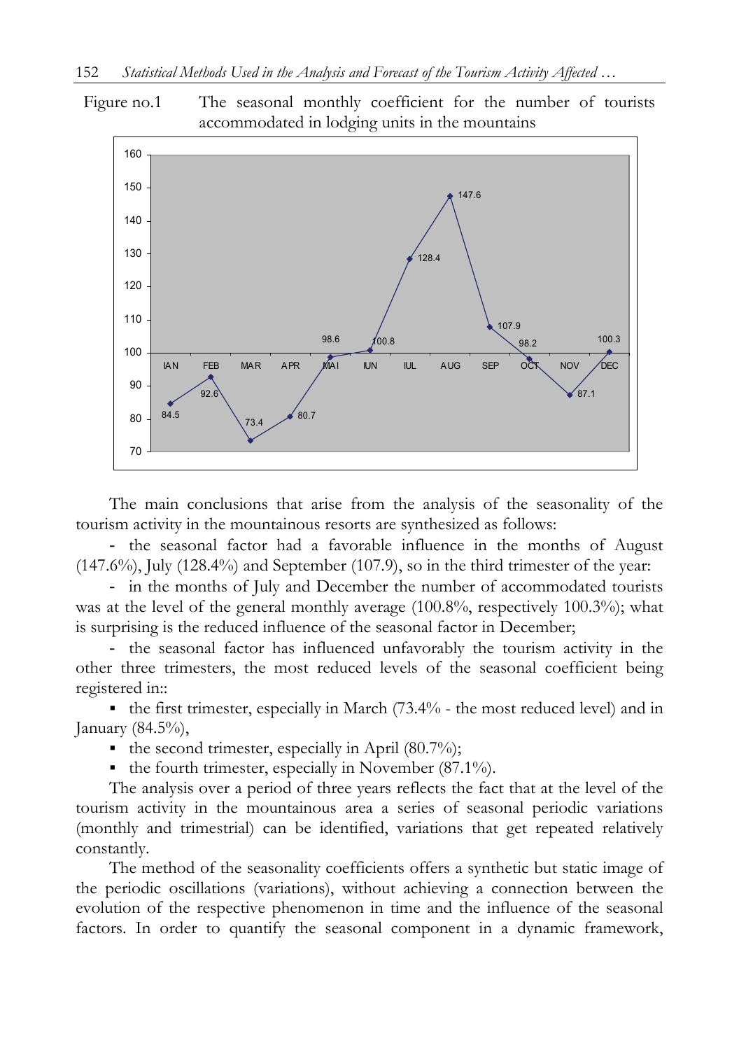Figure no.1 The seasonal monthly coefficient for the number of tourists accommodated in lodging units in the mountains

The main conclusions that arise from the analysis of the seasonality of the tourism activity in the mountainous resorts are synthesized as follows:

- the seasonal factor had a favorable influence in the months of August (147.6%), July (128.4%) and September (107.9), so in the third trimester of the year:
- in the months of July and December the number of accommodated tourists was at the level of the general monthly average (100.8%, respectively 100.3%); what is surprising is the reduced influence of the seasonal factor in December;
- the seasonal factor has influenced unfavorably the tourism activity in the other three trimesters, the most reduced levels of the seasonal coefficient being registered in::
  - the first trimester, especially in March (73.4% - the most reduced level) and in January (84.5%),
  - the second trimester, especially in April (80.7%);
  - the fourth trimester, especially in November (87.1%).

The analysis over a period of three years reflects the fact that at the level of the tourism activity in the mountainous area a series of seasonal periodic variations (monthly and trimestrial) can be identified, variations that get repeated relatively constantly.

The method of the seasonality coefficients offers a synthetic but static image of the periodic oscillations (variations), without achieving a connection between the evolution of the respective phenomenon in time and the influence of the seasonal factors. In order to quantify the seasonal component in a dynamic framework,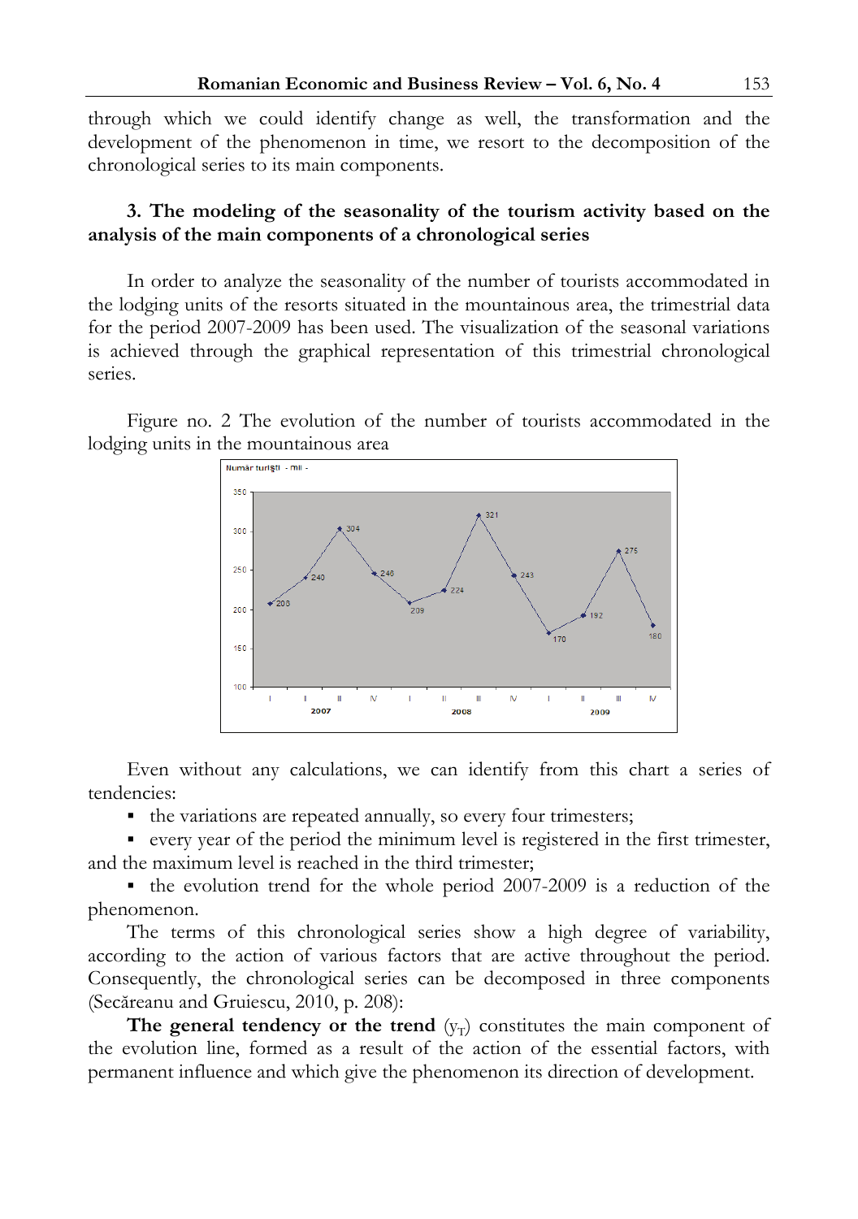through which we could identify change as well, the transformation and the development of the phenomenon in time, we resort to the decomposition of the chronological series to its main components.

### 3. The modeling of the seasonality of the tourism activity based on the analysis of the main components of a chronological series

In order to analyze the seasonality of the number of tourists accommodated in the lodging units of the resorts situated in the mountainous area, the trimestrial data for the period 2007-2009 has been used. The visualization of the seasonal variations is achieved through the graphical representation of this trimestrial chronological series.

Figure no. 2 The evolution of the number of tourists accommodated in the lodging units in the mountainous area

Even without any calculations, we can identify from this chart a series of tendencies:

- the variations are repeated annually, so every four trimesters;
- every year of the period the minimum level is registered in the first trimester, and the maximum level is reached in the third trimester;
- the evolution trend for the whole period 2007-2009 is a reduction of the phenomenon.

The terms of this chronological series show a high degree of variability, according to the action of various factors that are active throughout the period. Consequently, the chronological series can be decomposed in three components (Secăreanu and Gruiescu, 2010, p. 208):

**The general tendency or the trend** ($y_T$) constitutes the main component of the evolution line, formed as a result of the action of the essential factors, with permanent influence and which give the phenomenon its direction of development.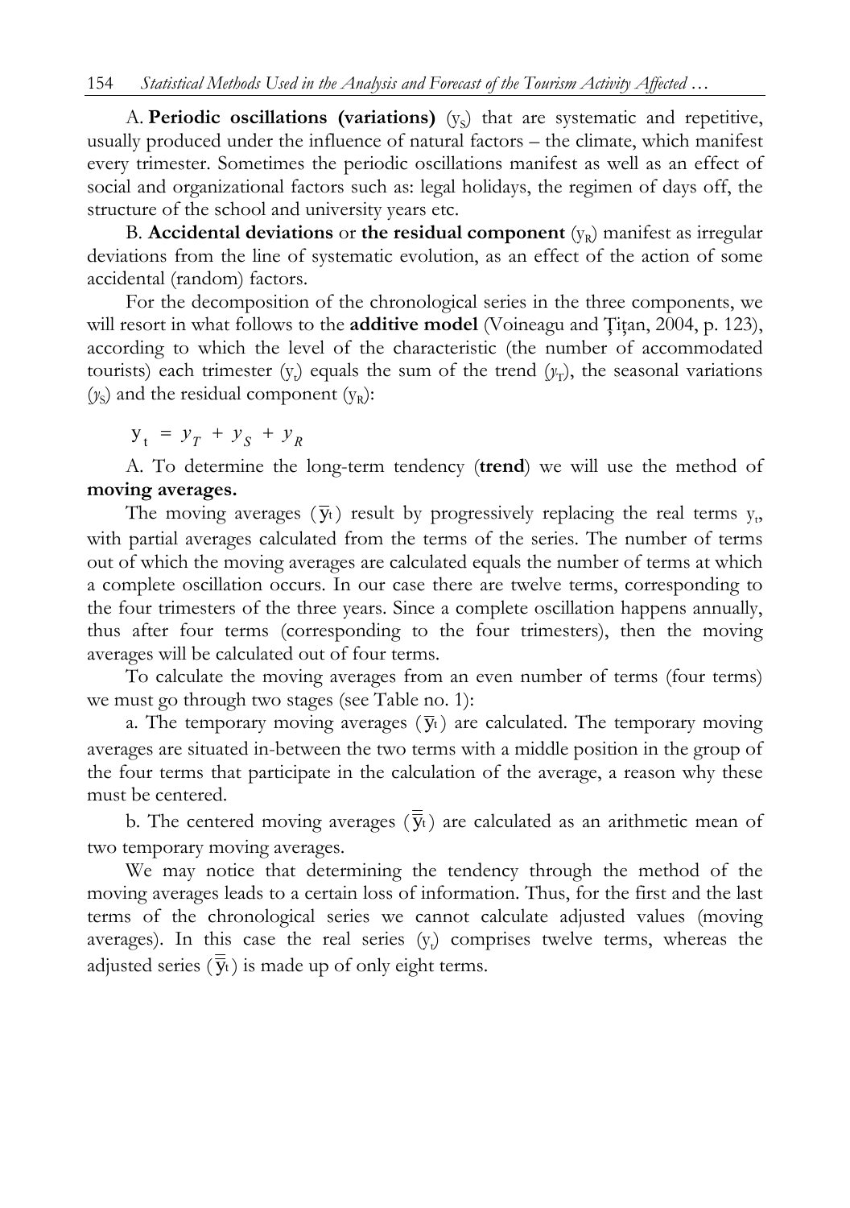A. **Periodic oscillations (variations)** ($y_S$) that are systematic and repetitive, usually produced under the influence of natural factors – the climate, which manifest every trimester. Sometimes the periodic oscillations manifest as well as an effect of social and organizational factors such as: legal holidays, the regimen of days off, the structure of the school and university years etc.

B. **Accidental deviations** or **the residual component** ($y_R$) manifest as irregular deviations from the line of systematic evolution, as an effect of the action of some accidental (random) factors.

For the decomposition of the chronological series in the three components, we will resort in what follows to the **additive model** (Voineagu and Ţiţan, 2004, p. 123), according to which the level of the characteristic (the number of accommodated tourists) each trimester ($y_t$) equals the sum of the trend ($y_T$), the seasonal variations ($y_S$) and the residual component ($y_R$):

$$y_t = y_T + y_S + y_R$$

A. To determine the long-term tendency (**trend**) we will use the method of **moving averages.**

The moving averages ($\overline{y}_t$) result by progressively replacing the real terms $y_t$, with partial averages calculated from the terms of the series. The number of terms out of which the moving averages are calculated equals the number of terms at which a complete oscillation occurs. In our case there are twelve terms, corresponding to the four trimesters of the three years. Since a complete oscillation happens annually, thus after four terms (corresponding to the four trimesters), then the moving averages will be calculated out of four terms.

To calculate the moving averages from an even number of terms (four terms) we must go through two stages (see Table no. 1):

a. The temporary moving averages ($\overline{y}_t$) are calculated. The temporary moving averages are situated in-between the two terms with a middle position in the group of the four terms that participate in the calculation of the average, a reason why these must be centered.

b. The centered moving averages ($\overline{\overline{y}}_t$) are calculated as an arithmetic mean of two temporary moving averages.

We may notice that determining the tendency through the method of the moving averages leads to a certain loss of information. Thus, for the first and the last terms of the chronological series we cannot calculate adjusted values (moving averages). In this case the real series ($y_t$) comprises twelve terms, whereas the adjusted series ($\overline{\overline{y}}_t$) is made up of only eight terms.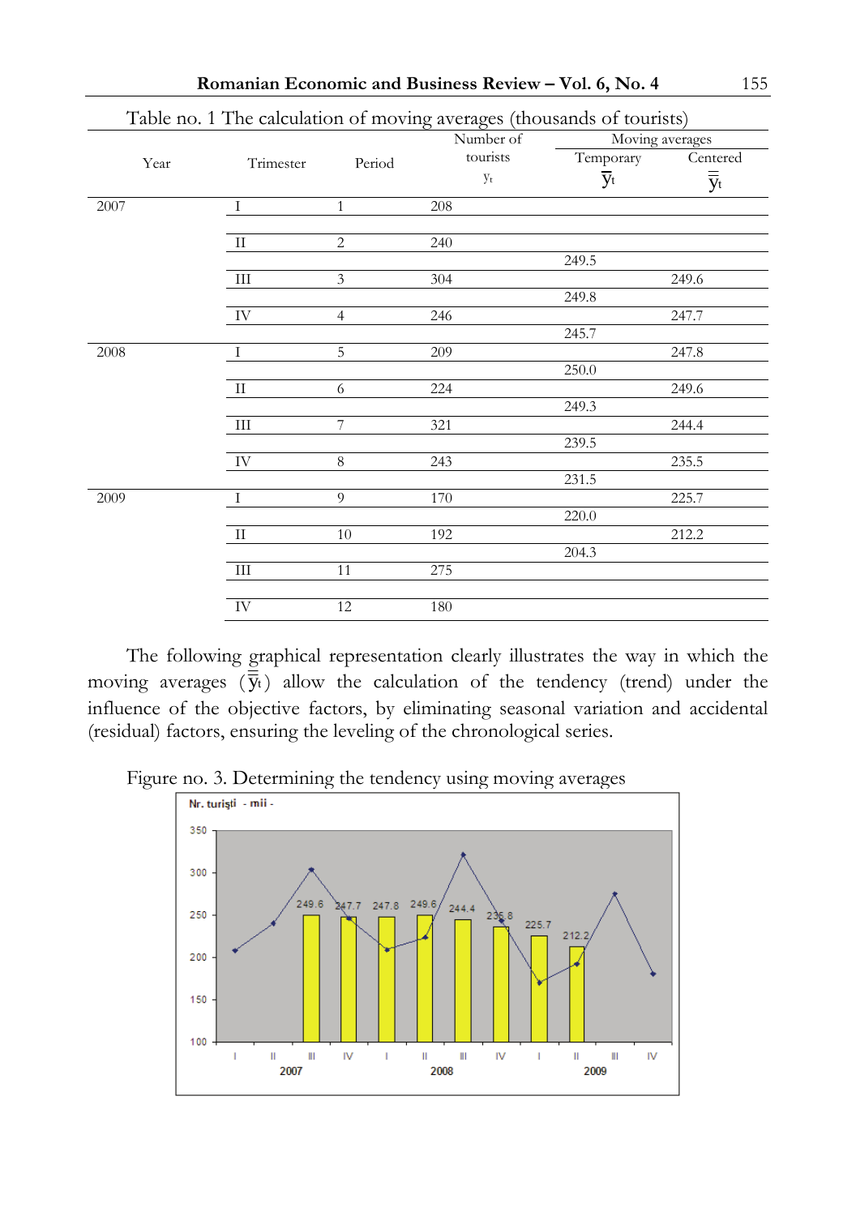Table no. 1 The calculation of moving averages (thousands of tourists)

| Year | Trimester | Period | Number of tourists $y_t$ | Moving averages | |
|---|---|---|---|---|---|
| | | | | Temporary $\overline{y}_t$ | Centered $\overline{\overline{y}}_t$ |
| 2007 | I | 1 | 208 | | |
| | II | 2 | 240 | | |
| | | | | 249.5 | |
| | III | 3 | 304 | | 249.6 |
| | | | | 249.8 | |
| | IV | 4 | 246 | | 247.7 |
| | | | | 245.7 | |
| 2008 | I | 5 | 209 | | 247.8 |
| | | | | 250.0 | |
| | II | 6 | 224 | | 249.6 |
| | | | | 249.3 | |
| | III | 7 | 321 | | 244.4 |
| | | | | 239.5 | |
| | IV | 8 | 243 | | 235.5 |
| | | | | 231.5 | |
| 2009 | I | 9 | 170 | | 225.7 |
| | | | | 220.0 | |
| | II | 10 | 192 | | 212.2 |
| | | | | 204.3 | |
| | III | 11 | 275 | | |
| | IV | 12 | 180 | | |

The following graphical representation clearly illustrates the way in which the moving averages ($\overline{\overline{y}}_t$) allow the calculation of the tendency (trend) under the influence of the objective factors, by eliminating seasonal variation and accidental (residual) factors, ensuring the leveling of the chronological series.

Figure no. 3. Determining the tendency using moving averages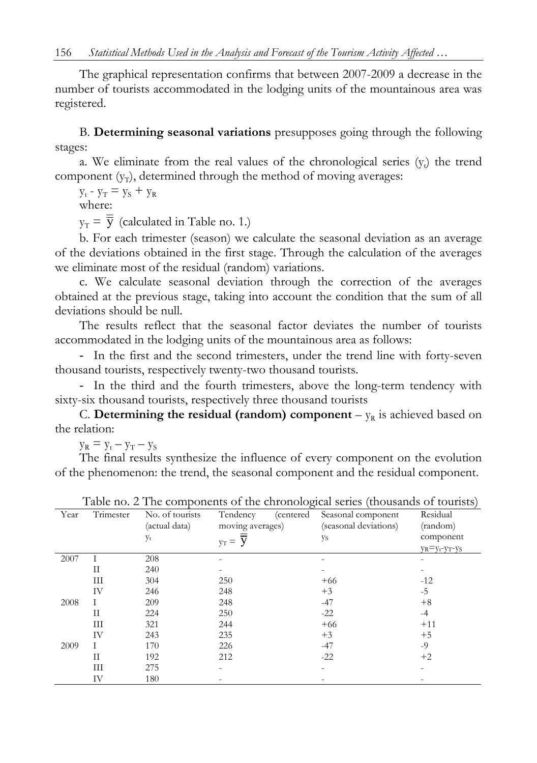The graphical representation confirms that between 2007-2009 a decrease in the number of tourists accommodated in the lodging units of the mountainous area was registered.

B. **Determining seasonal variations** presupposes going through the following stages:

a. We eliminate from the real values of the chronological series ($y_t$) the trend component ($y_T$), determined through the method of moving averages:

$y_t - y_T = y_S + y_R$

where:

$y_T = \overline{\overline{y}}$ (calculated in Table no. 1.)

b. For each trimester (season) we calculate the seasonal deviation as an average of the deviations obtained in the first stage. Through the calculation of the averages we eliminate most of the residual (random) variations.

c. We calculate seasonal deviation through the correction of the averages obtained at the previous stage, taking into account the condition that the sum of all deviations should be null.

The results reflect that the seasonal factor deviates the number of tourists accommodated in the lodging units of the mountainous area as follows:

- In the first and the second trimesters, under the trend line with forty-seven thousand tourists, respectively twenty-two thousand tourists.
- In the third and the fourth trimesters, above the long-term tendency with sixty-six thousand tourists, respectively three thousand tourists

C. **Determining the residual (random) component** – $y_R$ is achieved based on the relation:

$y_R = y_t - y_T - y_S$

The final results synthesize the influence of every component on the evolution of the phenomenon: the trend, the seasonal component and the residual component.

Table no. 2 The components of the chronological series (thousands of tourists)

| Year | Trimester | No. of tourists (actual data) $y_t$ | Tendency (centered moving averages) $y_T = \overline{\overline{y}}$ | Seasonal component (seasonal deviations) $y_S$ | Residual (random) component $y_R=y_t-y_T-y_S$ |
|---|---|---|---|---|---|
| 2007 | I | 208 | - | - | - |
| | II | 240 | - | - | - |
| | III | 304 | 250 | +66 | -12 |
| | IV | 246 | 248 | +3 | -5 |
| 2008 | I | 209 | 248 | -47 | +8 |
| | II | 224 | 250 | -22 | -4 |
| | III | 321 | 244 | +66 | +11 |
| | IV | 243 | 235 | +3 | +5 |
| 2009 | I | 170 | 226 | -47 | -9 |
| | II | 192 | 212 | -22 | +2 |
| | III | 275 | - | - | - |
| | IV | 180 | - | - | - |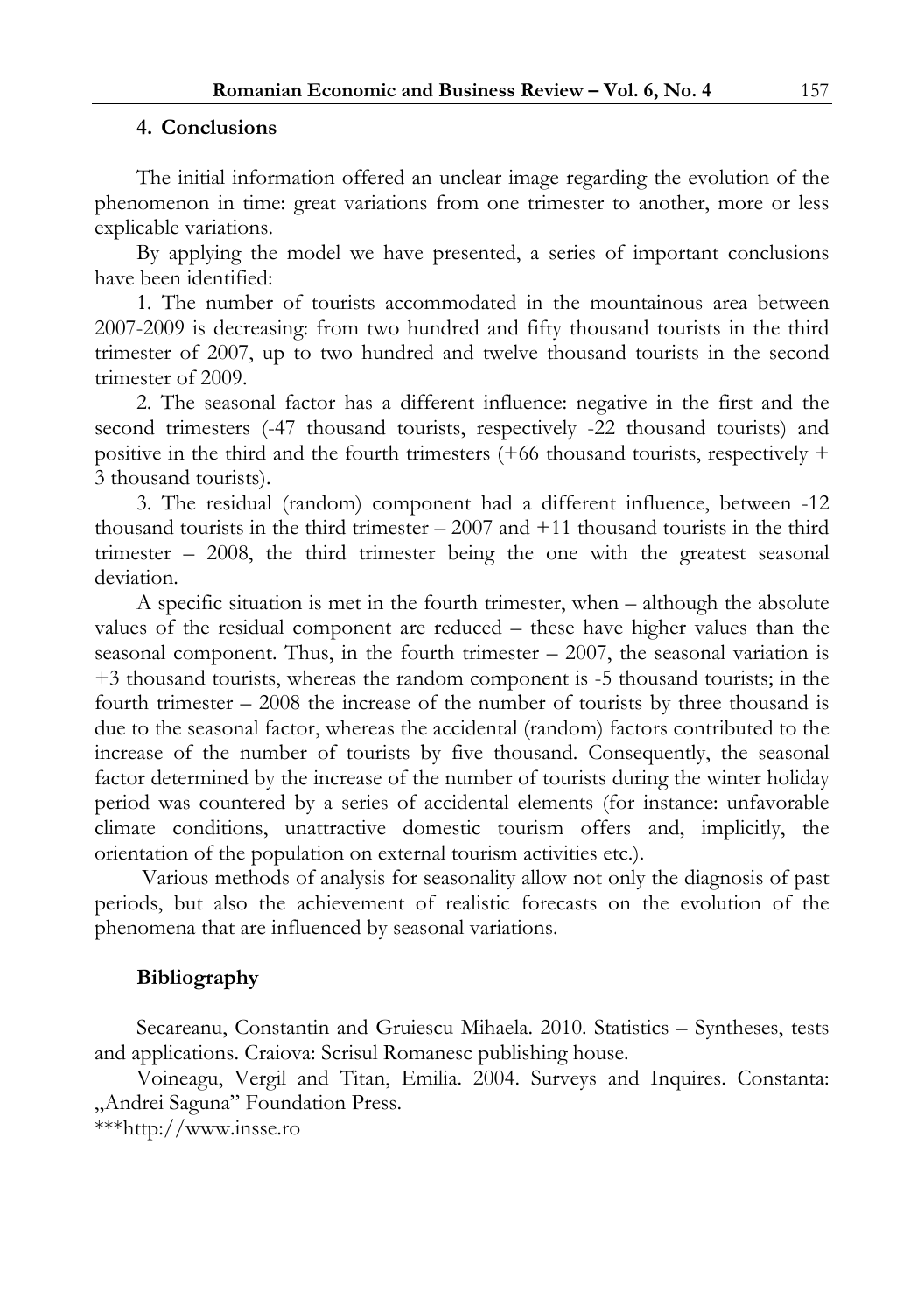## 4. Conclusions

The initial information offered an unclear image regarding the evolution of the phenomenon in time: great variations from one trimester to another, more or less explicable variations.

By applying the model we have presented, a series of important conclusions have been identified:

1. The number of tourists accommodated in the mountainous area between 2007-2009 is decreasing: from two hundred and fifty thousand tourists in the third trimester of 2007, up to two hundred and twelve thousand tourists in the second trimester of 2009.

2. The seasonal factor has a different influence: negative in the first and the second trimesters (-47 thousand tourists, respectively -22 thousand tourists) and positive in the third and the fourth trimesters (+66 thousand tourists, respectively + 3 thousand tourists).

3. The residual (random) component had a different influence, between -12 thousand tourists in the third trimester – 2007 and +11 thousand tourists in the third trimester – 2008, the third trimester being the one with the greatest seasonal deviation.

A specific situation is met in the fourth trimester, when – although the absolute values of the residual component are reduced – these have higher values than the seasonal component. Thus, in the fourth trimester – 2007, the seasonal variation is +3 thousand tourists, whereas the random component is -5 thousand tourists; in the fourth trimester – 2008 the increase of the number of tourists by three thousand is due to the seasonal factor, whereas the accidental (random) factors contributed to the increase of the number of tourists by five thousand. Consequently, the seasonal factor determined by the increase of the number of tourists during the winter holiday period was countered by a series of accidental elements (for instance: unfavorable climate conditions, unattractive domestic tourism offers and, implicitly, the orientation of the population on external tourism activities etc.).

Various methods of analysis for seasonality allow not only the diagnosis of past periods, but also the achievement of realistic forecasts on the evolution of the phenomena that are influenced by seasonal variations.

## Bibliography

Secareanu, Constantin and Gruiescu Mihaela. 2010. Statistics – Syntheses, tests and applications. Craiova: Scrisul Romanesc publishing house.

Voineagu, Vergil and Titan, Emilia. 2004. Surveys and Inquires. Constanta: „Andrei Saguna" Foundation Press.

***http://www.insse.ro